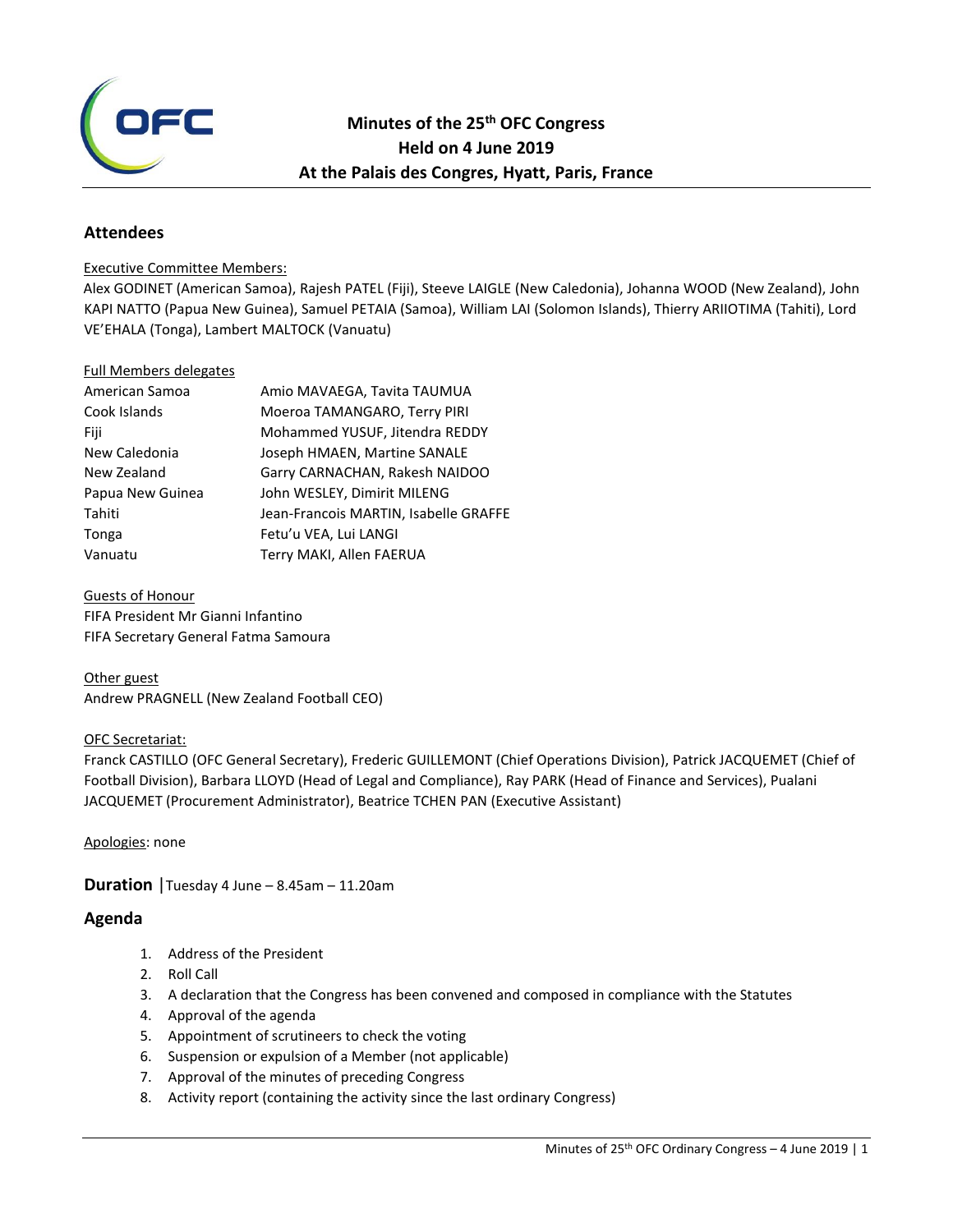# Minutes of the 25th OFC Congress
# Held on 4 June 2019
# At the Palais des Congres, Hyatt, Paris, France

## Attendees

Executive Committee Members:

Alex GODINET (American Samoa), Rajesh PATEL (Fiji), Steeve LAIGLE (New Caledonia), Johanna WOOD (New Zealand), John KAPI NATTO (Papua New Guinea), Samuel PETAIA (Samoa), William LAI (Solomon Islands), Thierry ARIIOTIMA (Tahiti), Lord VE'EHALA (Tonga), Lambert MALTOCK (Vanuatu)

Full Members delegates

| | |
|---|---|
| American Samoa | Amio MAVAEGA, Tavita TAUMUA |
| Cook Islands | Moeroa TAMANGARO, Terry PIRI |
| Fiji | Mohammed YUSUF, Jitendra REDDY |
| New Caledonia | Joseph HMAEN, Martine SANALE |
| New Zealand | Garry CARNACHAN, Rakesh NAIDOO |
| Papua New Guinea | John WESLEY, Dimirit MILENG |
| Tahiti | Jean-Francois MARTIN, Isabelle GRAFFE |
| Tonga | Fetu'u VEA, Lui LANGI |
| Vanuatu | Terry MAKI, Allen FAERUA |

Guests of Honour

FIFA President Mr Gianni Infantino

FIFA Secretary General Fatma Samoura

Other guest

Andrew PRAGNELL (New Zealand Football CEO)

OFC Secretariat:

Franck CASTILLO (OFC General Secretary), Frederic GUILLEMONT (Chief Operations Division), Patrick JACQUEMET (Chief of Football Division), Barbara LLOYD (Head of Legal and Compliance), Ray PARK (Head of Finance and Services), Pualani JACQUEMET (Procurement Administrator), Beatrice TCHEN PAN (Executive Assistant)

Apologies: none

## Duration | Tuesday 4 June – 8.45am – 11.20am

## Agenda

1. Address of the President
2. Roll Call
3. A declaration that the Congress has been convened and composed in compliance with the Statutes
4. Approval of the agenda
5. Appointment of scrutineers to check the voting
6. Suspension or expulsion of a Member (not applicable)
7. Approval of the minutes of preceding Congress
8. Activity report (containing the activity since the last ordinary Congress)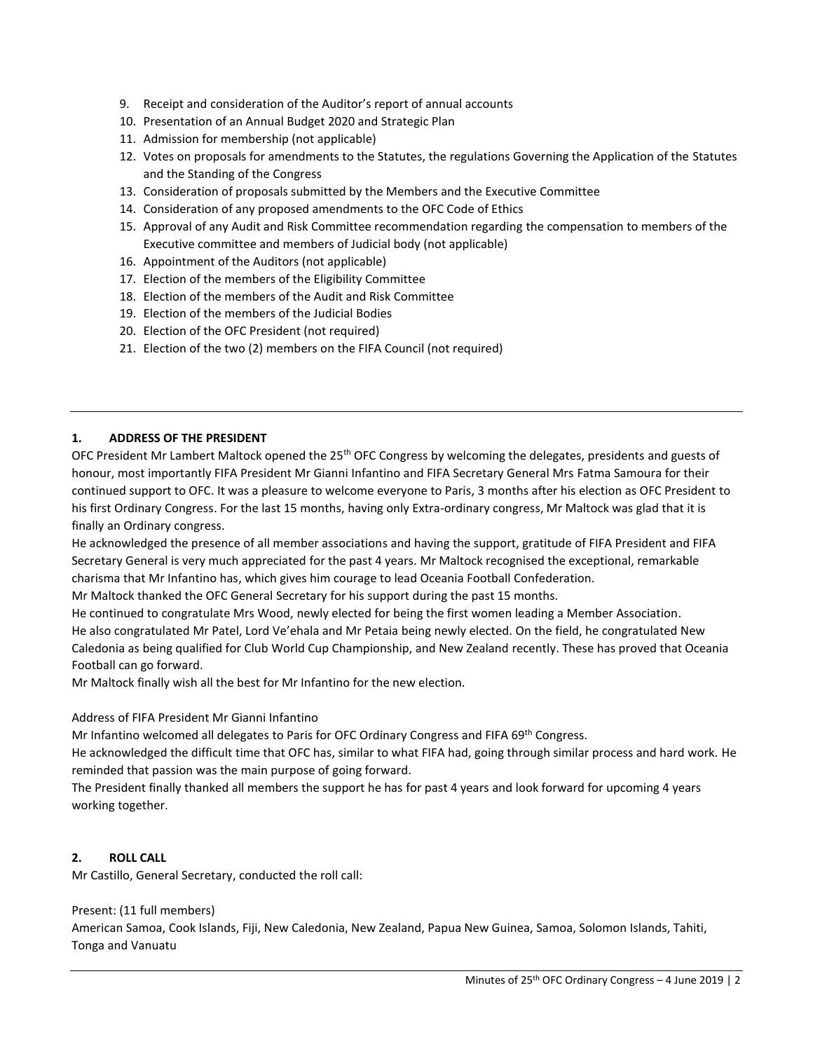9. Receipt and consideration of the Auditor's report of annual accounts
10. Presentation of an Annual Budget 2020 and Strategic Plan
11. Admission for membership (not applicable)
12. Votes on proposals for amendments to the Statutes, the regulations Governing the Application of the Statutes and the Standing of the Congress
13. Consideration of proposals submitted by the Members and the Executive Committee
14. Consideration of any proposed amendments to the OFC Code of Ethics
15. Approval of any Audit and Risk Committee recommendation regarding the compensation to members of the Executive committee and members of Judicial body (not applicable)
16. Appointment of the Auditors (not applicable)
17. Election of the members of the Eligibility Committee
18. Election of the members of the Audit and Risk Committee
19. Election of the members of the Judicial Bodies
20. Election of the OFC President (not required)
21. Election of the two (2) members on the FIFA Council (not required)

---

## 1. ADDRESS OF THE PRESIDENT

OFC President Mr Lambert Maltock opened the 25th OFC Congress by welcoming the delegates, presidents and guests of honour, most importantly FIFA President Mr Gianni Infantino and FIFA Secretary General Mrs Fatma Samoura for their continued support to OFC. It was a pleasure to welcome everyone to Paris, 3 months after his election as OFC President to his first Ordinary Congress. For the last 15 months, having only Extra-ordinary congress, Mr Maltock was glad that it is finally an Ordinary congress.

He acknowledged the presence of all member associations and having the support, gratitude of FIFA President and FIFA Secretary General is very much appreciated for the past 4 years. Mr Maltock recognised the exceptional, remarkable charisma that Mr Infantino has, which gives him courage to lead Oceania Football Confederation.

Mr Maltock thanked the OFC General Secretary for his support during the past 15 months.

He continued to congratulate Mrs Wood, newly elected for being the first women leading a Member Association.

He also congratulated Mr Patel, Lord Ve'ehala and Mr Petaia being newly elected. On the field, he congratulated New Caledonia as being qualified for Club World Cup Championship, and New Zealand recently. These has proved that Oceania Football can go forward.

Mr Maltock finally wish all the best for Mr Infantino for the new election.

Address of FIFA President Mr Gianni Infantino

Mr Infantino welcomed all delegates to Paris for OFC Ordinary Congress and FIFA 69th Congress.

He acknowledged the difficult time that OFC has, similar to what FIFA had, going through similar process and hard work. He reminded that passion was the main purpose of going forward.

The President finally thanked all members the support he has for past 4 years and look forward for upcoming 4 years working together.

## 2. ROLL CALL

Mr Castillo, General Secretary, conducted the roll call:

Present: (11 full members)

American Samoa, Cook Islands, Fiji, New Caledonia, New Zealand, Papua New Guinea, Samoa, Solomon Islands, Tahiti, Tonga and Vanuatu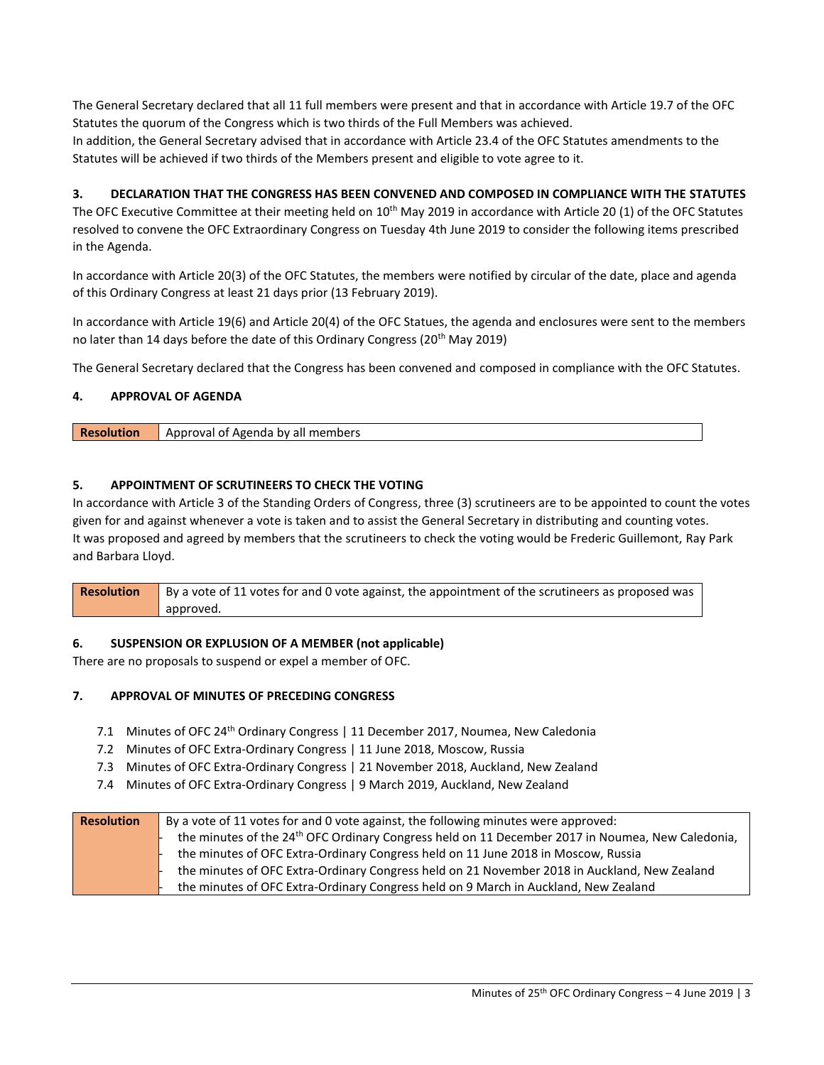The General Secretary declared that all 11 full members were present and that in accordance with Article 19.7 of the OFC Statutes the quorum of the Congress which is two thirds of the Full Members was achieved.
In addition, the General Secretary advised that in accordance with Article 23.4 of the OFC Statutes amendments to the Statutes will be achieved if two thirds of the Members present and eligible to vote agree to it.

### 3. DECLARATION THAT THE CONGRESS HAS BEEN CONVENED AND COMPOSED IN COMPLIANCE WITH THE STATUTES

The OFC Executive Committee at their meeting held on 10th May 2019 in accordance with Article 20 (1) of the OFC Statutes resolved to convene the OFC Extraordinary Congress on Tuesday 4th June 2019 to consider the following items prescribed in the Agenda.

In accordance with Article 20(3) of the OFC Statutes, the members were notified by circular of the date, place and agenda of this Ordinary Congress at least 21 days prior (13 February 2019).

In accordance with Article 19(6) and Article 20(4) of the OFC Statues, the agenda and enclosures were sent to the members no later than 14 days before the date of this Ordinary Congress (20th May 2019)

The General Secretary declared that the Congress has been convened and composed in compliance with the OFC Statutes.

### 4. APPROVAL OF AGENDA

| **Resolution** | Approval of Agenda by all members |
|---|---|

### 5. APPOINTMENT OF SCRUTINEERS TO CHECK THE VOTING

In accordance with Article 3 of the Standing Orders of Congress, three (3) scrutineers are to be appointed to count the votes given for and against whenever a vote is taken and to assist the General Secretary in distributing and counting votes.
It was proposed and agreed by members that the scrutineers to check the voting would be Frederic Guillemont, Ray Park and Barbara Lloyd.

| **Resolution** | By a vote of 11 votes for and 0 vote against, the appointment of the scrutineers as proposed was approved. |
|---|---|

### 6. SUSPENSION OR EXPLUSION OF A MEMBER (not applicable)

There are no proposals to suspend or expel a member of OFC.

### 7. APPROVAL OF MINUTES OF PRECEDING CONGRESS

- 7.1 Minutes of OFC 24th Ordinary Congress | 11 December 2017, Noumea, New Caledonia
- 7.2 Minutes of OFC Extra-Ordinary Congress | 11 June 2018, Moscow, Russia
- 7.3 Minutes of OFC Extra-Ordinary Congress | 21 November 2018, Auckland, New Zealand
- 7.4 Minutes of OFC Extra-Ordinary Congress | 9 March 2019, Auckland, New Zealand

| **Resolution** | By a vote of 11 votes for and 0 vote against, the following minutes were approved:<br>- the minutes of the 24th OFC Ordinary Congress held on 11 December 2017 in Noumea, New Caledonia,<br>- the minutes of OFC Extra-Ordinary Congress held on 11 June 2018 in Moscow, Russia<br>- the minutes of OFC Extra-Ordinary Congress held on 21 November 2018 in Auckland, New Zealand<br>- the minutes of OFC Extra-Ordinary Congress held on 9 March in Auckland, New Zealand |
|---|---|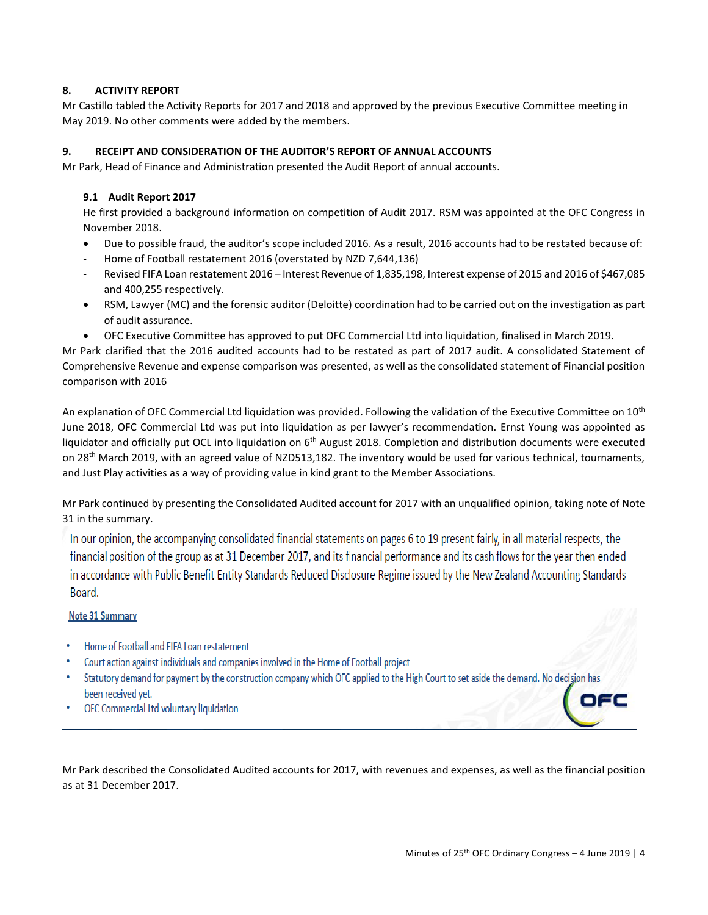## 8. ACTIVITY REPORT

Mr Castillo tabled the Activity Reports for 2017 and 2018 and approved by the previous Executive Committee meeting in May 2019. No other comments were added by the members.

## 9. RECEIPT AND CONSIDERATION OF THE AUDITOR'S REPORT OF ANNUAL ACCOUNTS

Mr Park, Head of Finance and Administration presented the Audit Report of annual accounts.

### 9.1 Audit Report 2017

He first provided a background information on competition of Audit 2017. RSM was appointed at the OFC Congress in November 2018.

- Due to possible fraud, the auditor's scope included 2016. As a result, 2016 accounts had to be restated because of:
  - Home of Football restatement 2016 (overstated by NZD 7,644,136)
  - Revised FIFA Loan restatement 2016 – Interest Revenue of 1,835,198, Interest expense of 2015 and 2016 of $467,085 and 400,255 respectively.
- RSM, Lawyer (MC) and the forensic auditor (Deloitte) coordination had to be carried out on the investigation as part of audit assurance.
- OFC Executive Committee has approved to put OFC Commercial Ltd into liquidation, finalised in March 2019.

Mr Park clarified that the 2016 audited accounts had to be restated as part of 2017 audit. A consolidated Statement of Comprehensive Revenue and expense comparison was presented, as well as the consolidated statement of Financial position comparison with 2016

An explanation of OFC Commercial Ltd liquidation was provided. Following the validation of the Executive Committee on 10th June 2018, OFC Commercial Ltd was put into liquidation as per lawyer's recommendation. Ernst Young was appointed as liquidator and officially put OCL into liquidation on 6th August 2018. Completion and distribution documents were executed on 28th March 2019, with an agreed value of NZD513,182. The inventory would be used for various technical, tournaments, and Just Play activities as a way of providing value in kind grant to the Member Associations.

Mr Park continued by presenting the Consolidated Audited account for 2017 with an unqualified opinion, taking note of Note 31 in the summary.

> In our opinion, the accompanying consolidated financial statements on pages 6 to 19 present fairly, in all material respects, the financial position of the group as at 31 December 2017, and its financial performance and its cash flows for the year then ended in accordance with Public Benefit Entity Standards Reduced Disclosure Regime issued by the New Zealand Accounting Standards Board.

**Note 31 Summary**

- Home of Football and FIFA Loan restatement
- Court action against individuals and companies involved in the Home of Football project
- Statutory demand for payment by the construction company which OFC applied to the High Court to set aside the demand. No decision has been received yet.
- OFC Commercial Ltd voluntary liquidation

Mr Park described the Consolidated Audited accounts for 2017, with revenues and expenses, as well as the financial position as at 31 December 2017.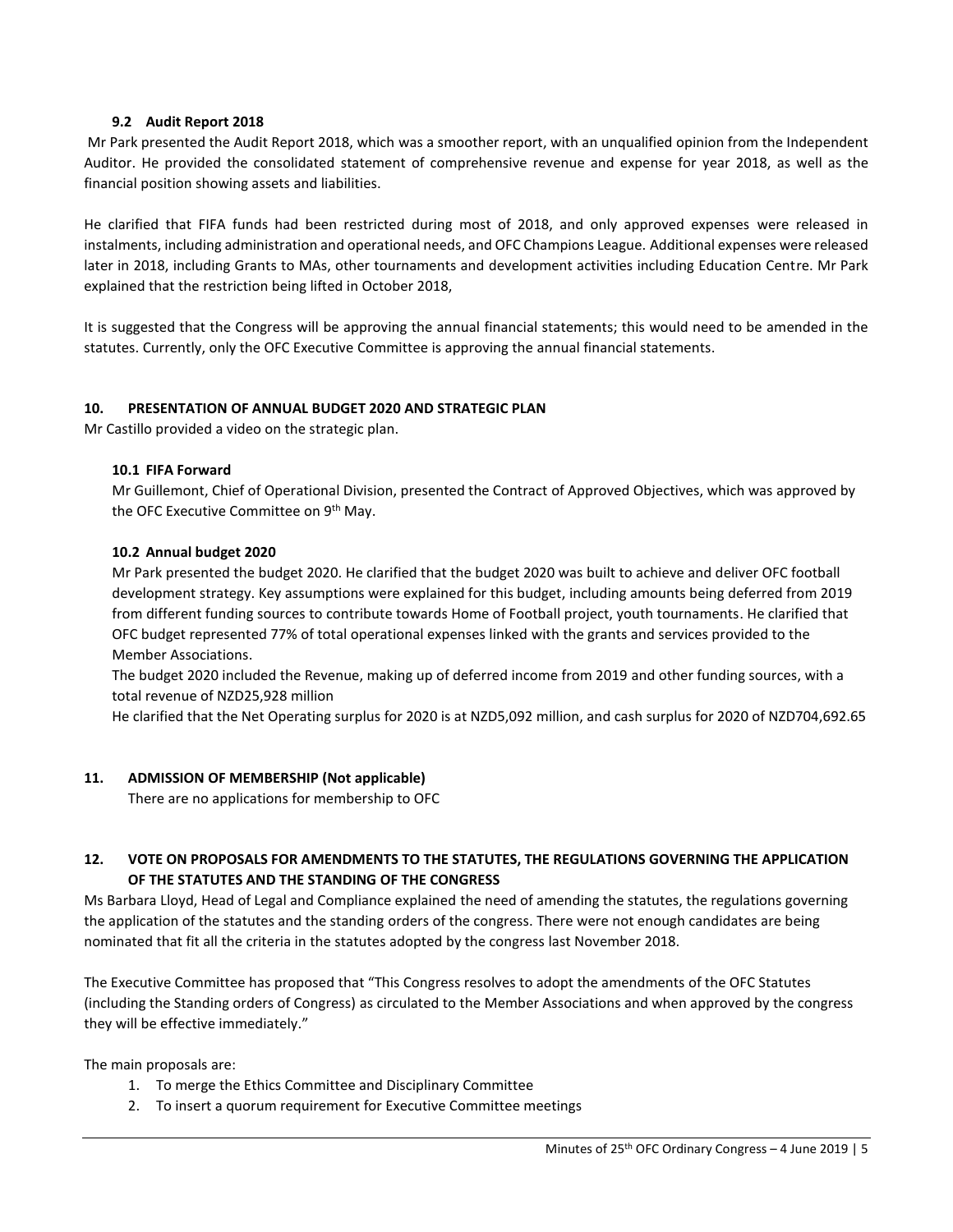### 9.2 Audit Report 2018

Mr Park presented the Audit Report 2018, which was a smoother report, with an unqualified opinion from the Independent Auditor. He provided the consolidated statement of comprehensive revenue and expense for year 2018, as well as the financial position showing assets and liabilities.

He clarified that FIFA funds had been restricted during most of 2018, and only approved expenses were released in instalments, including administration and operational needs, and OFC Champions League. Additional expenses were released later in 2018, including Grants to MAs, other tournaments and development activities including Education Centre. Mr Park explained that the restriction being lifted in October 2018,

It is suggested that the Congress will be approving the annual financial statements; this would need to be amended in the statutes. Currently, only the OFC Executive Committee is approving the annual financial statements.

## 10. PRESENTATION OF ANNUAL BUDGET 2020 AND STRATEGIC PLAN

Mr Castillo provided a video on the strategic plan.

### 10.1 FIFA Forward

Mr Guillemont, Chief of Operational Division, presented the Contract of Approved Objectives, which was approved by the OFC Executive Committee on 9th May.

### 10.2 Annual budget 2020

Mr Park presented the budget 2020. He clarified that the budget 2020 was built to achieve and deliver OFC football development strategy. Key assumptions were explained for this budget, including amounts being deferred from 2019 from different funding sources to contribute towards Home of Football project, youth tournaments. He clarified that OFC budget represented 77% of total operational expenses linked with the grants and services provided to the Member Associations.

The budget 2020 included the Revenue, making up of deferred income from 2019 and other funding sources, with a total revenue of NZD25,928 million

He clarified that the Net Operating surplus for 2020 is at NZD5,092 million, and cash surplus for 2020 of NZD704,692.65

## 11. ADMISSION OF MEMBERSHIP (Not applicable)

There are no applications for membership to OFC

## 12. VOTE ON PROPOSALS FOR AMENDMENTS TO THE STATUTES, THE REGULATIONS GOVERNING THE APPLICATION OF THE STATUTES AND THE STANDING OF THE CONGRESS

Ms Barbara Lloyd, Head of Legal and Compliance explained the need of amending the statutes, the regulations governing the application of the statutes and the standing orders of the congress. There were not enough candidates are being nominated that fit all the criteria in the statutes adopted by the congress last November 2018.

The Executive Committee has proposed that "This Congress resolves to adopt the amendments of the OFC Statutes (including the Standing orders of Congress) as circulated to the Member Associations and when approved by the congress they will be effective immediately."

The main proposals are:

1. To merge the Ethics Committee and Disciplinary Committee
2. To insert a quorum requirement for Executive Committee meetings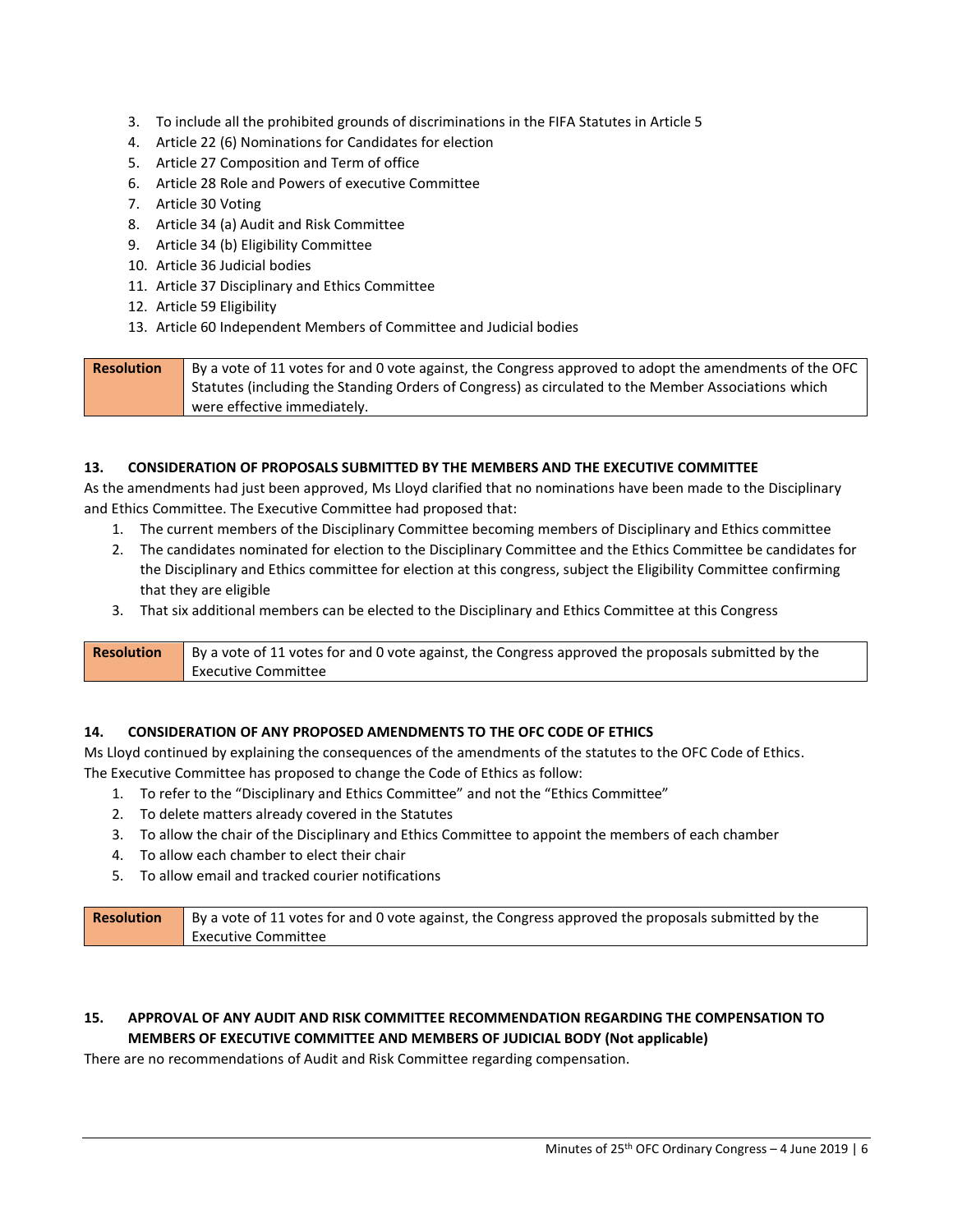3. To include all the prohibited grounds of discriminations in the FIFA Statutes in Article 5
4. Article 22 (6) Nominations for Candidates for election
5. Article 27 Composition and Term of office
6. Article 28 Role and Powers of executive Committee
7. Article 30 Voting
8. Article 34 (a) Audit and Risk Committee
9. Article 34 (b) Eligibility Committee
10. Article 36 Judicial bodies
11. Article 37 Disciplinary and Ethics Committee
12. Article 59 Eligibility
13. Article 60 Independent Members of Committee and Judicial bodies

| **Resolution** | By a vote of 11 votes for and 0 vote against, the Congress approved to adopt the amendments of the OFC Statutes (including the Standing Orders of Congress) as circulated to the Member Associations which were effective immediately. |
|---|---|

**13. CONSIDERATION OF PROPOSALS SUBMITTED BY THE MEMBERS AND THE EXECUTIVE COMMITTEE**

As the amendments had just been approved, Ms Lloyd clarified that no nominations have been made to the Disciplinary and Ethics Committee. The Executive Committee had proposed that:

1. The current members of the Disciplinary Committee becoming members of Disciplinary and Ethics committee
2. The candidates nominated for election to the Disciplinary Committee and the Ethics Committee be candidates for the Disciplinary and Ethics committee for election at this congress, subject the Eligibility Committee confirming that they are eligible
3. That six additional members can be elected to the Disciplinary and Ethics Committee at this Congress

| **Resolution** | By a vote of 11 votes for and 0 vote against, the Congress approved the proposals submitted by the Executive Committee |
|---|---|

**14. CONSIDERATION OF ANY PROPOSED AMENDMENTS TO THE OFC CODE OF ETHICS**

Ms Lloyd continued by explaining the consequences of the amendments of the statutes to the OFC Code of Ethics. The Executive Committee has proposed to change the Code of Ethics as follow:

1. To refer to the "Disciplinary and Ethics Committee" and not the "Ethics Committee"
2. To delete matters already covered in the Statutes
3. To allow the chair of the Disciplinary and Ethics Committee to appoint the members of each chamber
4. To allow each chamber to elect their chair
5. To allow email and tracked courier notifications

| **Resolution** | By a vote of 11 votes for and 0 vote against, the Congress approved the proposals submitted by the Executive Committee |
|---|---|

**15. APPROVAL OF ANY AUDIT AND RISK COMMITTEE RECOMMENDATION REGARDING THE COMPENSATION TO MEMBERS OF EXECUTIVE COMMITTEE AND MEMBERS OF JUDICIAL BODY (Not applicable)**

There are no recommendations of Audit and Risk Committee regarding compensation.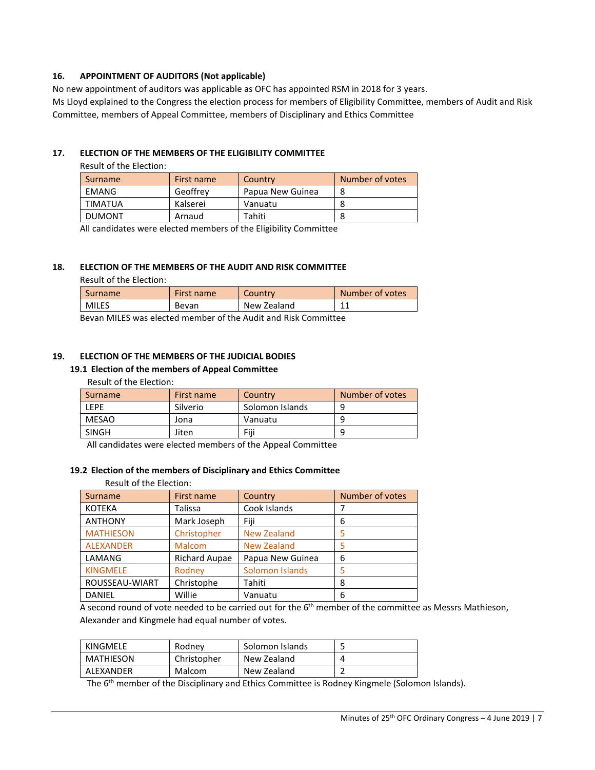## 16. APPOINTMENT OF AUDITORS (Not applicable)

No new appointment of auditors was applicable as OFC has appointed RSM in 2018 for 3 years.

Ms Lloyd explained to the Congress the election process for members of Eligibility Committee, members of Audit and Risk Committee, members of Appeal Committee, members of Disciplinary and Ethics Committee

## 17. ELECTION OF THE MEMBERS OF THE ELIGIBILITY COMMITTEE

Result of the Election:

| Surname | First name | Country | Number of votes |
|---|---|---|---|
| EMANG | Geoffrey | Papua New Guinea | 8 |
| TIMATUA | Kalserei | Vanuatu | 8 |
| DUMONT | Arnaud | Tahiti | 8 |

All candidates were elected members of the Eligibility Committee

## 18. ELECTION OF THE MEMBERS OF THE AUDIT AND RISK COMMITTEE

Result of the Election:

| Surname | First name | Country | Number of votes |
|---|---|---|---|
| MILES | Bevan | New Zealand | 11 |

Bevan MILES was elected member of the Audit and Risk Committee

## 19. ELECTION OF THE MEMBERS OF THE JUDICIAL BODIES

### 19.1 Election of the members of Appeal Committee

Result of the Election:

| Surname | First name | Country | Number of votes |
|---|---|---|---|
| LEPE | Silverio | Solomon Islands | 9 |
| MESAO | Jona | Vanuatu | 9 |
| SINGH | Jiten | Fiji | 9 |

All candidates were elected members of the Appeal Committee

### 19.2 Election of the members of Disciplinary and Ethics Committee

Result of the Election:

| Surname | First name | Country | Number of votes |
|---|---|---|---|
| KOTEKA | Talissa | Cook Islands | 7 |
| ANTHONY | Mark Joseph | Fiji | 6 |
| MATHIESON | Christopher | New Zealand | 5 |
| ALEXANDER | Malcom | New Zealand | 5 |
| LAMANG | Richard Aupae | Papua New Guinea | 6 |
| KINGMELE | Rodney | Solomon Islands | 5 |
| ROUSSEAU-WIART | Christophe | Tahiti | 8 |
| DANIEL | Willie | Vanuatu | 6 |

A second round of vote needed to be carried out for the 6th member of the committee as Messrs Mathieson, Alexander and Kingmele had equal number of votes.

| Surname | First name | Country | Number of votes |
|---|---|---|---|
| KINGMELE | Rodney | Solomon Islands | 5 |
| MATHIESON | Christopher | New Zealand | 4 |
| ALEXANDER | Malcom | New Zealand | 2 |

The 6th member of the Disciplinary and Ethics Committee is Rodney Kingmele (Solomon Islands).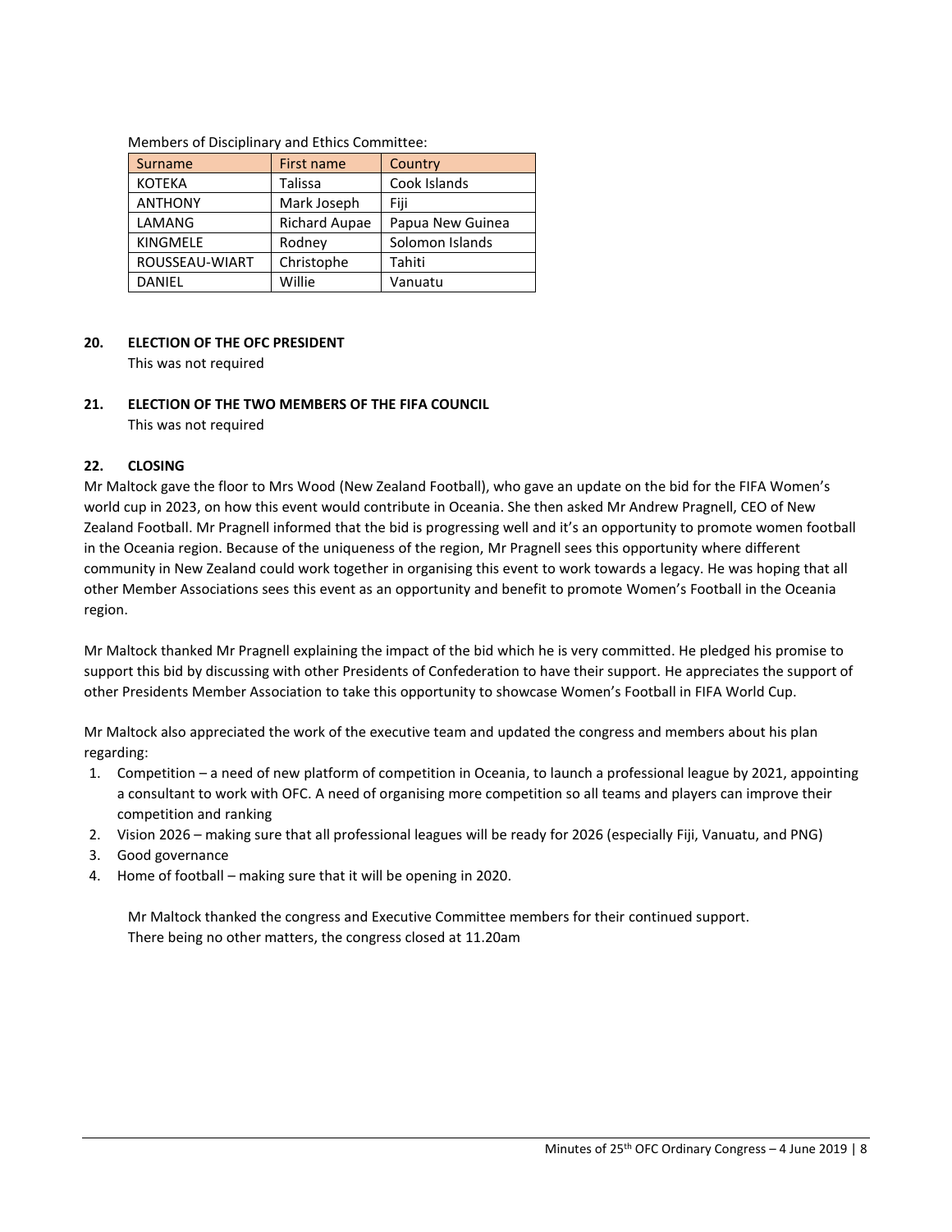Members of Disciplinary and Ethics Committee:

| Surname | First name | Country |
|---|---|---|
| KOTEKA | Talissa | Cook Islands |
| ANTHONY | Mark Joseph | Fiji |
| LAMANG | Richard Aupae | Papua New Guinea |
| KINGMELE | Rodney | Solomon Islands |
| ROUSSEAU-WIART | Christophe | Tahiti |
| DANIEL | Willie | Vanuatu |

**20. ELECTION OF THE OFC PRESIDENT**

This was not required

**21. ELECTION OF THE TWO MEMBERS OF THE FIFA COUNCIL**

This was not required

**22. CLOSING**

Mr Maltock gave the floor to Mrs Wood (New Zealand Football), who gave an update on the bid for the FIFA Women's world cup in 2023, on how this event would contribute in Oceania. She then asked Mr Andrew Pragnell, CEO of New Zealand Football. Mr Pragnell informed that the bid is progressing well and it's an opportunity to promote women football in the Oceania region. Because of the uniqueness of the region, Mr Pragnell sees this opportunity where different community in New Zealand could work together in organising this event to work towards a legacy. He was hoping that all other Member Associations sees this event as an opportunity and benefit to promote Women's Football in the Oceania region.

Mr Maltock thanked Mr Pragnell explaining the impact of the bid which he is very committed. He pledged his promise to support this bid by discussing with other Presidents of Confederation to have their support. He appreciates the support of other Presidents Member Association to take this opportunity to showcase Women's Football in FIFA World Cup.

Mr Maltock also appreciated the work of the executive team and updated the congress and members about his plan regarding:

1. Competition – a need of new platform of competition in Oceania, to launch a professional league by 2021, appointing a consultant to work with OFC. A need of organising more competition so all teams and players can improve their competition and ranking
2. Vision 2026 – making sure that all professional leagues will be ready for 2026 (especially Fiji, Vanuatu, and PNG)
3. Good governance
4. Home of football – making sure that it will be opening in 2020.

Mr Maltock thanked the congress and Executive Committee members for their continued support.
There being no other matters, the congress closed at 11.20am